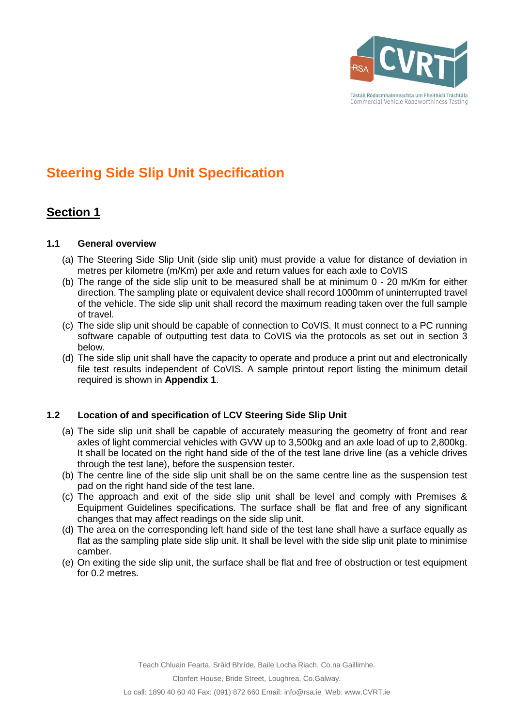# Steering Side Slip Unit Specification

## Section 1

### 1.1 General overview

(a) The Steering Side Slip Unit (side slip unit) must provide a value for distance of deviation in metres per kilometre (m/Km) per axle and return values for each axle to CoVIS

(b) The range of the side slip unit to be measured shall be at minimum 0 - 20 m/Km for either direction. The sampling plate or equivalent device shall record 1000mm of uninterrupted travel of the vehicle. The side slip unit shall record the maximum reading taken over the full sample of travel.

(c) The side slip unit should be capable of connection to CoVIS. It must connect to a PC running software capable of outputting test data to CoVIS via the protocols as set out in section 3 below.

(d) The side slip unit shall have the capacity to operate and produce a print out and electronically file test results independent of CoVIS. A sample printout report listing the minimum detail required is shown in **Appendix 1**.

### 1.2 Location of and specification of LCV Steering Side Slip Unit

(a) The side slip unit shall be capable of accurately measuring the geometry of front and rear axles of light commercial vehicles with GVW up to 3,500kg and an axle load of up to 2,800kg. It shall be located on the right hand side of the of the test lane drive line (as a vehicle drives through the test lane), before the suspension tester.

(b) The centre line of the side slip unit shall be on the same centre line as the suspension test pad on the right hand side of the test lane.

(c) The approach and exit of the side slip unit shall be level and comply with Premises & Equipment Guidelines specifications. The surface shall be flat and free of any significant changes that may affect readings on the side slip unit.

(d) The area on the corresponding left hand side of the test lane shall have a surface equally as flat as the sampling plate side slip unit. It shall be level with the side slip unit plate to minimise camber.

(e) On exiting the side slip unit, the surface shall be flat and free of obstruction or test equipment for 0.2 metres.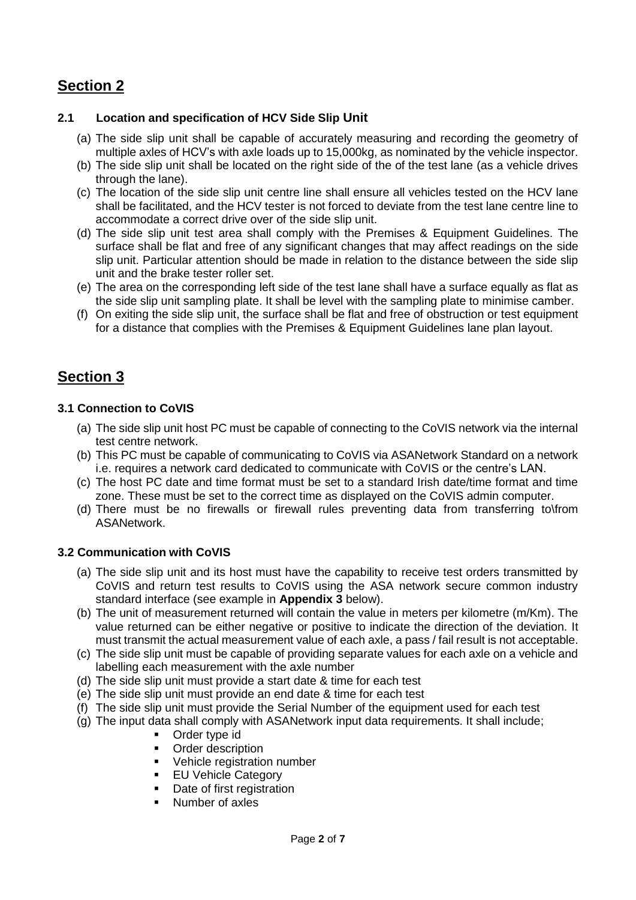## Section 2

### 2.1 Location and specification of HCV Side Slip Unit

(a) The side slip unit shall be capable of accurately measuring and recording the geometry of multiple axles of HCV's with axle loads up to 15,000kg, as nominated by the vehicle inspector.

(b) The side slip unit shall be located on the right side of the of the test lane (as a vehicle drives through the lane).

(c) The location of the side slip unit centre line shall ensure all vehicles tested on the HCV lane shall be facilitated, and the HCV tester is not forced to deviate from the test lane centre line to accommodate a correct drive over of the side slip unit.

(d) The side slip unit test area shall comply with the Premises & Equipment Guidelines. The surface shall be flat and free of any significant changes that may affect readings on the side slip unit. Particular attention should be made in relation to the distance between the side slip unit and the brake tester roller set.

(e) The area on the corresponding left side of the test lane shall have a surface equally as flat as the side slip unit sampling plate. It shall be level with the sampling plate to minimise camber.

(f) On exiting the side slip unit, the surface shall be flat and free of obstruction or test equipment for a distance that complies with the Premises & Equipment Guidelines lane plan layout.

## Section 3

### 3.1 Connection to CoVIS

(a) The side slip unit host PC must be capable of connecting to the CoVIS network via the internal test centre network.

(b) This PC must be capable of communicating to CoVIS via ASANetwork Standard on a network i.e. requires a network card dedicated to communicate with CoVIS or the centre's LAN.

(c) The host PC date and time format must be set to a standard Irish date/time format and time zone. These must be set to the correct time as displayed on the CoVIS admin computer.

(d) There must be no firewalls or firewall rules preventing data from transferring to\from ASANetwork.

### 3.2 Communication with CoVIS

(a) The side slip unit and its host must have the capability to receive test orders transmitted by CoVIS and return test results to CoVIS using the ASA network secure common industry standard interface (see example in **Appendix 3** below).

(b) The unit of measurement returned will contain the value in meters per kilometre (m/Km). The value returned can be either negative or positive to indicate the direction of the deviation. It must transmit the actual measurement value of each axle, a pass / fail result is not acceptable.

(c) The side slip unit must be capable of providing separate values for each axle on a vehicle and labelling each measurement with the axle number

(d) The side slip unit must provide a start date & time for each test

(e) The side slip unit must provide an end date & time for each test

(f) The side slip unit must provide the Serial Number of the equipment used for each test

(g) The input data shall comply with ASANetwork input data requirements. It shall include;
   - Order type id
   - Order description
   - Vehicle registration number
   - EU Vehicle Category
   - Date of first registration
   - Number of axles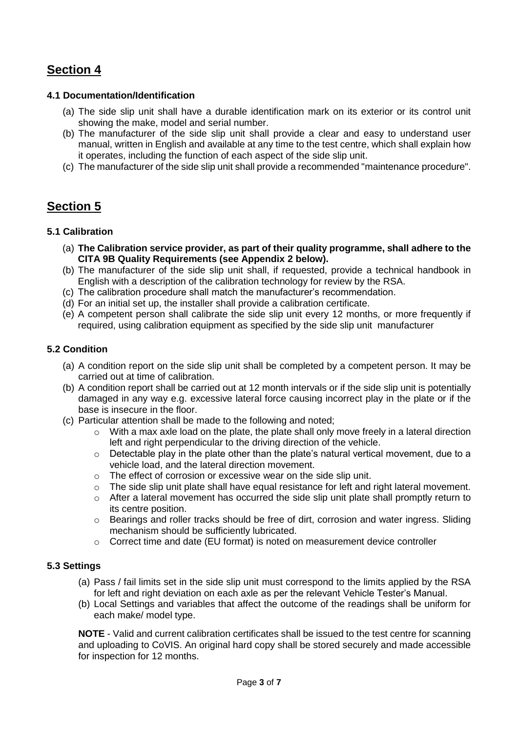## Section 4

### 4.1 Documentation/Identification

(a) The side slip unit shall have a durable identification mark on its exterior or its control unit showing the make, model and serial number.

(b) The manufacturer of the side slip unit shall provide a clear and easy to understand user manual, written in English and available at any time to the test centre, which shall explain how it operates, including the function of each aspect of the side slip unit.

(c) The manufacturer of the side slip unit shall provide a recommended "maintenance procedure".

## Section 5

### 5.1 Calibration

(a) **The Calibration service provider, as part of their quality programme, shall adhere to the CITA 9B Quality Requirements (see Appendix 2 below).**

(b) The manufacturer of the side slip unit shall, if requested, provide a technical handbook in English with a description of the calibration technology for review by the RSA.

(c) The calibration procedure shall match the manufacturer's recommendation.

(d) For an initial set up, the installer shall provide a calibration certificate.

(e) A competent person shall calibrate the side slip unit every 12 months, or more frequently if required, using calibration equipment as specified by the side slip unit manufacturer

### 5.2 Condition

(a) A condition report on the side slip unit shall be completed by a competent person. It may be carried out at time of calibration.

(b) A condition report shall be carried out at 12 month intervals or if the side slip unit is potentially damaged in any way e.g. excessive lateral force causing incorrect play in the plate or if the base is insecure in the floor.

(c) Particular attention shall be made to the following and noted;

- With a max axle load on the plate, the plate shall only move freely in a lateral direction left and right perpendicular to the driving direction of the vehicle.
- Detectable play in the plate other than the plate's natural vertical movement, due to a vehicle load, and the lateral direction movement.
- The effect of corrosion or excessive wear on the side slip unit.
- The side slip unit plate shall have equal resistance for left and right lateral movement.
- After a lateral movement has occurred the side slip unit plate shall promptly return to its centre position.
- Bearings and roller tracks should be free of dirt, corrosion and water ingress. Sliding mechanism should be sufficiently lubricated.
- Correct time and date (EU format) is noted on measurement device controller

### 5.3 Settings

(a) Pass / fail limits set in the side slip unit must correspond to the limits applied by the RSA for left and right deviation on each axle as per the relevant Vehicle Tester's Manual.

(b) Local Settings and variables that affect the outcome of the readings shall be uniform for each make/ model type.

**NOTE** - Valid and current calibration certificates shall be issued to the test centre for scanning and uploading to CoVIS. An original hard copy shall be stored securely and made accessible for inspection for 12 months.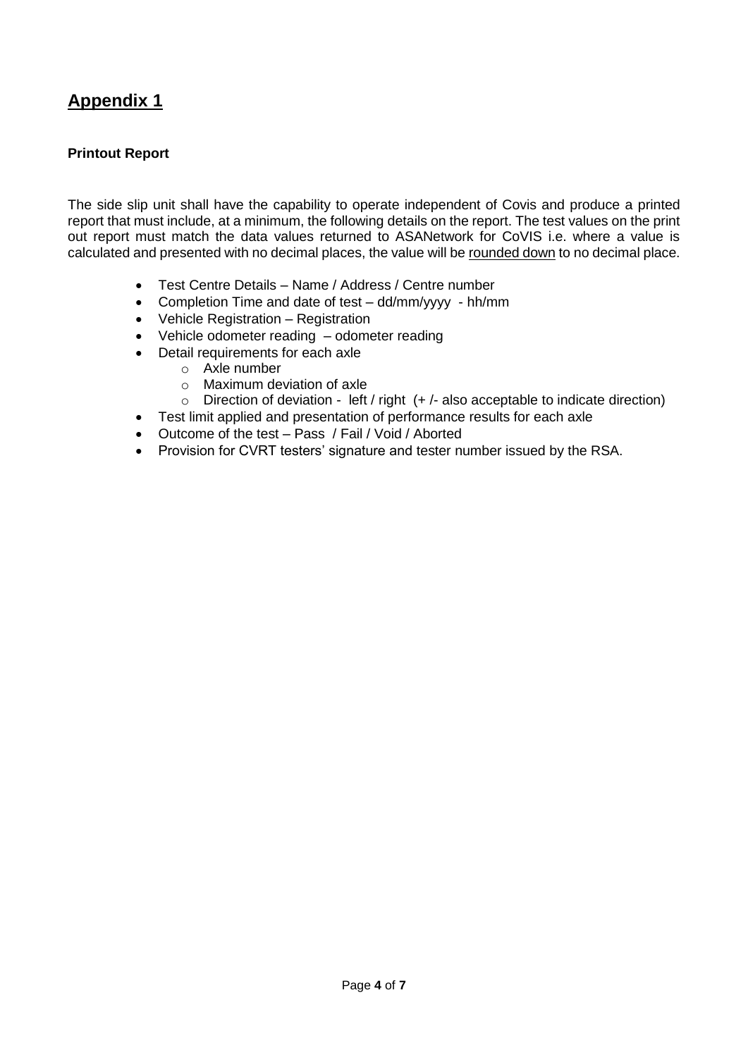# Appendix 1

**Printout Report**

The side slip unit shall have the capability to operate independent of Covis and produce a printed report that must include, at a minimum, the following details on the report. The test values on the print out report must match the data values returned to ASANetwork for CoVIS i.e. where a value is calculated and presented with no decimal places, the value will be rounded down to no decimal place.

- Test Centre Details – Name / Address / Centre number
- Completion Time and date of test – dd/mm/yyyy - hh/mm
- Vehicle Registration – Registration
- Vehicle odometer reading – odometer reading
- Detail requirements for each axle
    - Axle number
    - Maximum deviation of axle
    - Direction of deviation - left / right (+ /- also acceptable to indicate direction)
- Test limit applied and presentation of performance results for each axle
- Outcome of the test – Pass / Fail / Void / Aborted
- Provision for CVRT testers' signature and tester number issued by the RSA.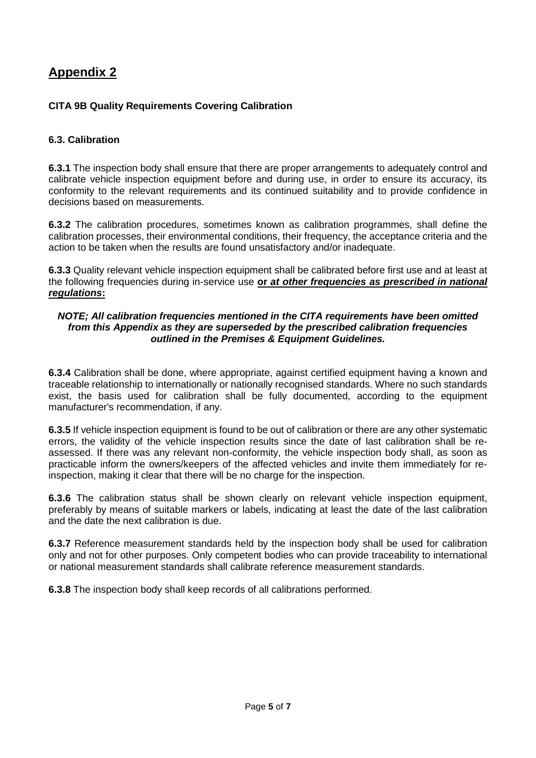# Appendix 2

**CITA 9B Quality Requirements Covering Calibration**

**6.3. Calibration**

**6.3.1** The inspection body shall ensure that there are proper arrangements to adequately control and calibrate vehicle inspection equipment before and during use, in order to ensure its accuracy, its conformity to the relevant requirements and its continued suitability and to provide confidence in decisions based on measurements.

**6.3.2** The calibration procedures, sometimes known as calibration programmes, shall define the calibration processes, their environmental conditions, their frequency, the acceptance criteria and the action to be taken when the results are found unsatisfactory and/or inadequate.

**6.3.3** Quality relevant vehicle inspection equipment shall be calibrated before first use and at least at the following frequencies during in-service use **or *at other frequencies as prescribed in national regulations*:**

***NOTE; All calibration frequencies mentioned in the CITA requirements have been omitted from this Appendix as they are superseded by the prescribed calibration frequencies outlined in the Premises & Equipment Guidelines.***

**6.3.4** Calibration shall be done, where appropriate, against certified equipment having a known and traceable relationship to internationally or nationally recognised standards. Where no such standards exist, the basis used for calibration shall be fully documented, according to the equipment manufacturer's recommendation, if any.

**6.3.5** If vehicle inspection equipment is found to be out of calibration or there are any other systematic errors, the validity of the vehicle inspection results since the date of last calibration shall be re-assessed. If there was any relevant non-conformity, the vehicle inspection body shall, as soon as practicable inform the owners/keepers of the affected vehicles and invite them immediately for re-inspection, making it clear that there will be no charge for the inspection.

**6.3.6** The calibration status shall be shown clearly on relevant vehicle inspection equipment, preferably by means of suitable markers or labels, indicating at least the date of the last calibration and the date the next calibration is due.

**6.3.7** Reference measurement standards held by the inspection body shall be used for calibration only and not for other purposes. Only competent bodies who can provide traceability to international or national measurement standards shall calibrate reference measurement standards.

**6.3.8** The inspection body shall keep records of all calibrations performed.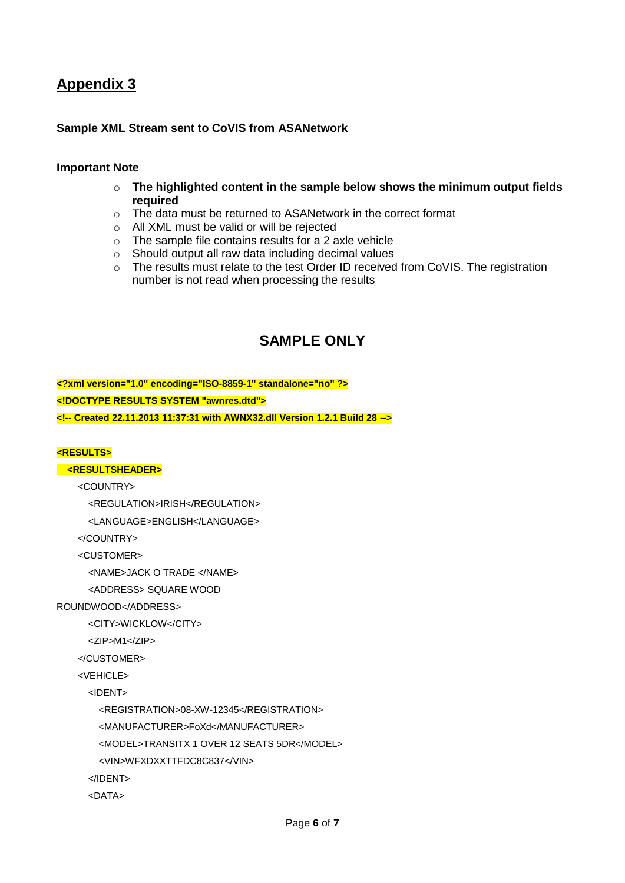## Appendix 3

**Sample XML Stream sent to CoVIS from ASANetwork**

**Important Note**

- **The highlighted content in the sample below shows the minimum output fields required**
- The data must be returned to ASANetwork in the correct format
- All XML must be valid or will be rejected
- The sample file contains results for a 2 axle vehicle
- Should output all raw data including decimal values
- The results must relate to the test Order ID received from CoVIS. The registration number is not read when processing the results

### SAMPLE ONLY

```
<?xml version="1.0" encoding="ISO-8859-1" standalone="no" ?>
<!DOCTYPE RESULTS SYSTEM "awnres.dtd">
<!-- Created 22.11.2013 11:37:31 with AWNX32.dll Version 1.2.1 Build 28 -->

<RESULTS>
  <RESULTSHEADER>
    <COUNTRY>
      <REGULATION>IRISH</REGULATION>
      <LANGUAGE>ENGLISH</LANGUAGE>
    </COUNTRY>
    <CUSTOMER>
      <NAME>JACK O TRADE </NAME>
      <ADDRESS> SQUARE WOOD
ROUNDWOOD</ADDRESS>
      <CITY>WICKLOW</CITY>
      <ZIP>M1</ZIP>
    </CUSTOMER>
    <VEHICLE>
      <IDENT>
        <REGISTRATION>08-XW-12345</REGISTRATION>
        <MANUFACTURER>FoXd</MANUFACTURER>
        <MODEL>TRANSITX 1 OVER 12 SEATS 5DR</MODEL>
        <VIN>WFXDXXTTFDC8C837</VIN>
      </IDENT>
      <DATA>
```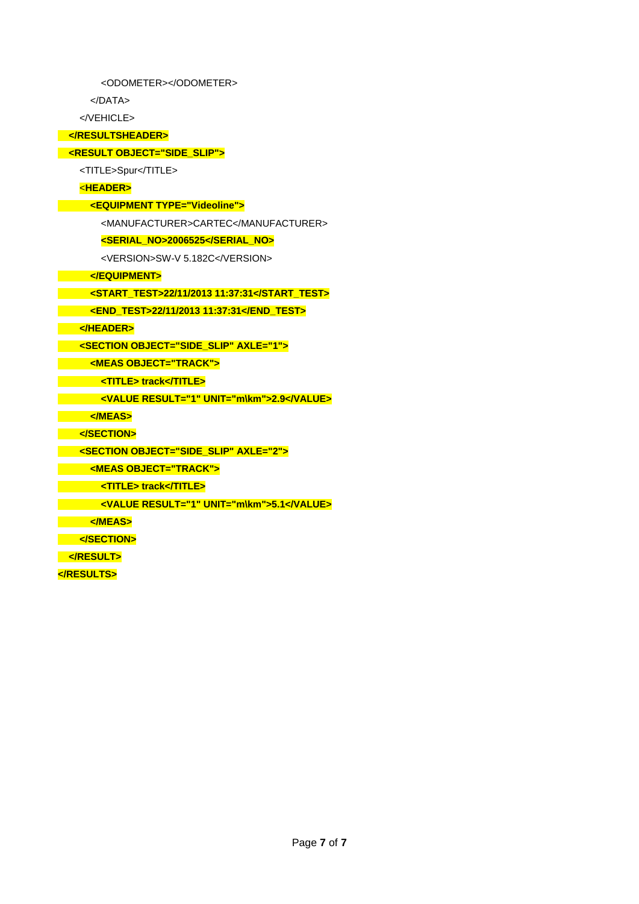```xml
            <ODOMETER></ODOMETER>
        </DATA>
    </VEHICLE>
  </RESULTSHEADER>
  <RESULT OBJECT="SIDE_SLIP">
    <TITLE>Spur</TITLE>
    <HEADER>
      <EQUIPMENT TYPE="Videoline">
        <MANUFACTURER>CARTEC</MANUFACTURER>
        <SERIAL_NO>2006525</SERIAL_NO>
        <VERSION>SW-V 5.182C</VERSION>
      </EQUIPMENT>
      <START_TEST>22/11/2013 11:37:31</START_TEST>
      <END_TEST>22/11/2013 11:37:31</END_TEST>
    </HEADER>
    <SECTION OBJECT="SIDE_SLIP" AXLE="1">
      <MEAS OBJECT="TRACK">
        <TITLE> track</TITLE>
        <VALUE RESULT="1" UNIT="m\km">2.9</VALUE>
      </MEAS>
    </SECTION>
    <SECTION OBJECT="SIDE_SLIP" AXLE="2">
      <MEAS OBJECT="TRACK">
        <TITLE> track</TITLE>
        <VALUE RESULT="1" UNIT="m\km">5.1</VALUE>
      </MEAS>
    </SECTION>
  </RESULT>
</RESULTS>
```